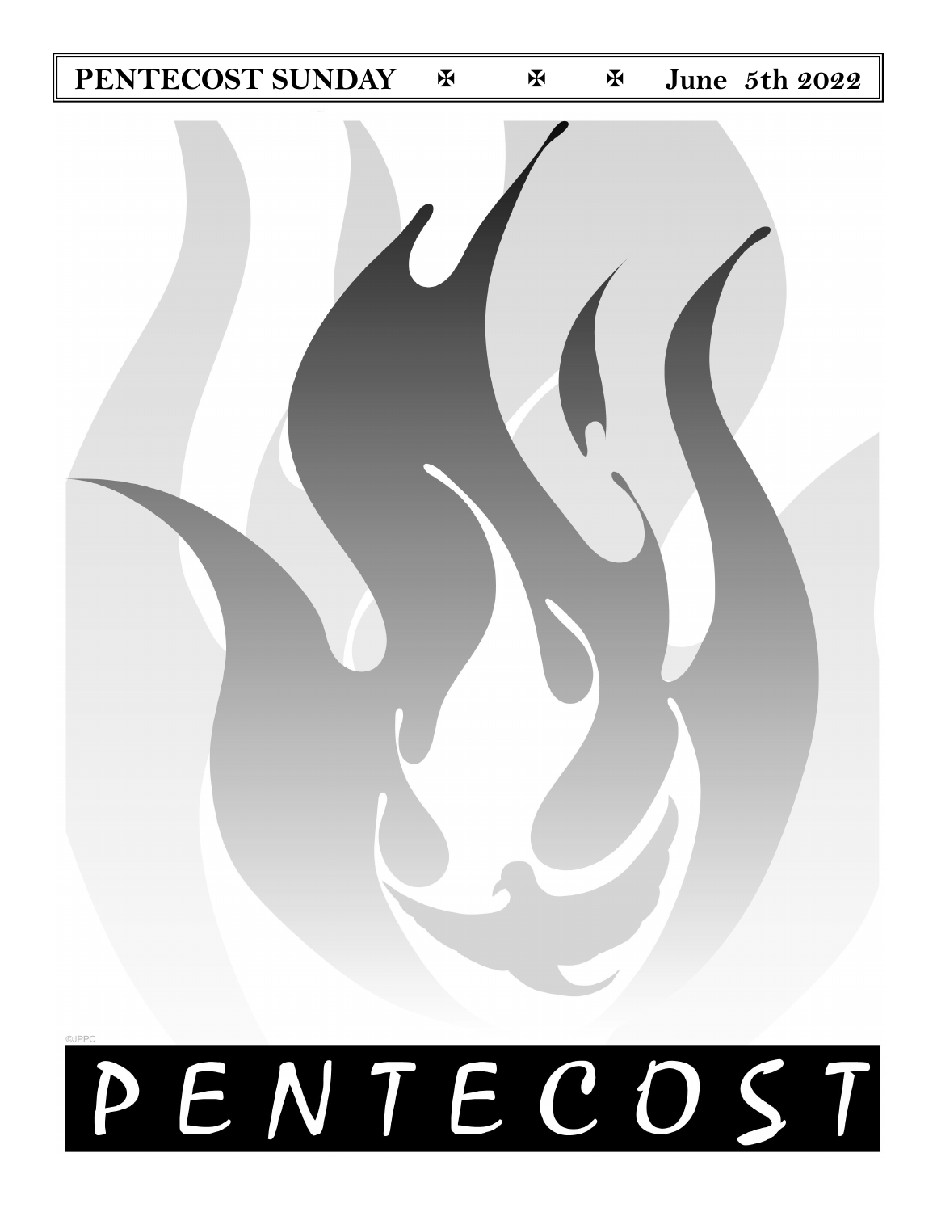**PENTECOST SUNDAY ✠ ✠ ✠ June 5th 2022**

©JPPC

# PENTECOST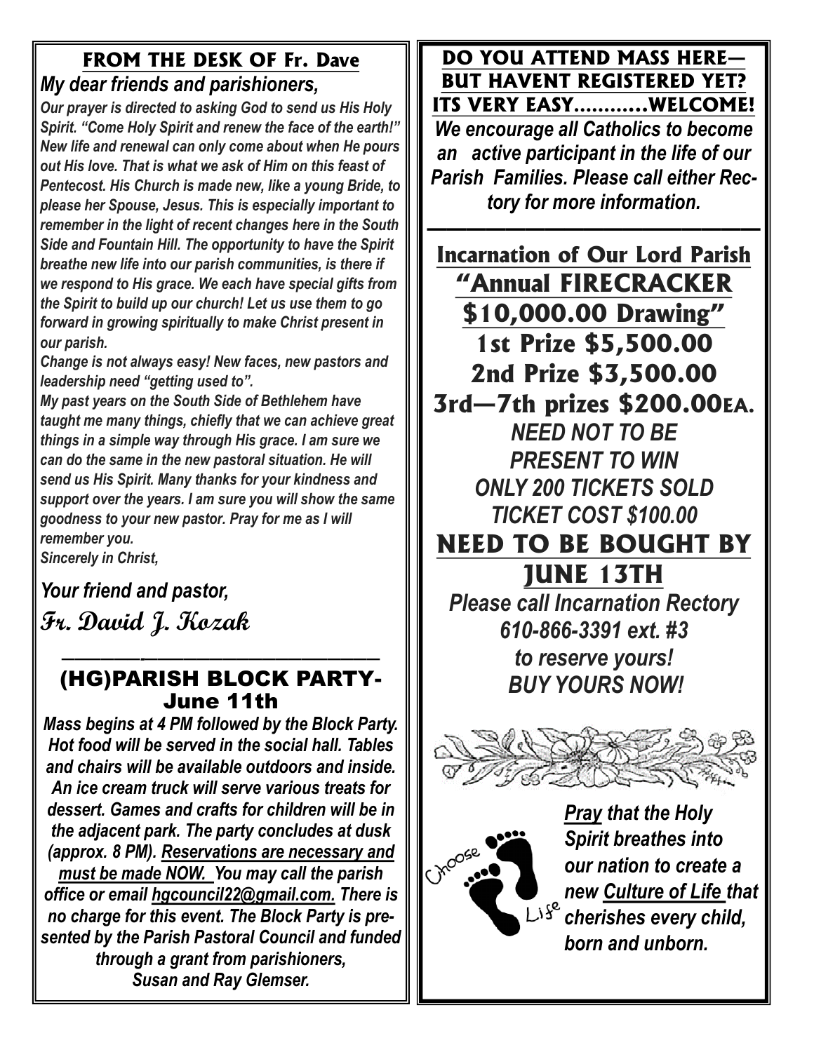## FROM THE DESK OF Fr. Dave

### *My dear friends and parishioners,*

*Our prayer is directed to asking God to send us His Holy Spirit. "Come Holy Spirit and renew the face of the earth!" New life and renewal can only come about when He pours out His love. That is what we ask of Him on this feast of Pentecost. His Church is made new, like a young Bride, to please her Spouse, Jesus. This is especially important to remember in the light of recent changes here in the South Side and Fountain Hill. The opportunity to have the Spirit breathe new life into our parish communities, is there if we respond to His grace. We each have special gifts from the Spirit to build up our church! Let us use them to go forward in growing spiritually to make Christ present in our parish.*

*Change is not always easy! New faces, new pastors and leadership need "getting used to".*

*My past years on the South Side of Bethlehem have taught me many things, chiefly that we can achieve great things in a simple way through His grace. I am sure we can do the same in the new pastoral situation. He will send us His Spirit. Many thanks for your kindness and support over the years. I am sure you will show the same goodness to your new pastor. Pray for me as I will remember you.*

*Sincerely in Christ,*

*Your friend and pastor,*

**Fr. David J. Kozak**

---

## (HG)PARISH BLOCK PARTY- June 11th

***Mass begins at 4 PM followed by the Block Party. Hot food will be served in the social hall. Tables and chairs will be available outdoors and inside. An ice cream truck will serve various treats for dessert. Games and crafts for children will be in the adjacent park. The party concludes at dusk (approx. 8 PM). Reservations are necessary and must be made NOW. You may call the parish office or email hgcouncil22@gmail.com. There is no charge for this event. The Block Party is presented by the Parish Pastoral Council and funded through a grant from parishioners, Susan and Ray Glemser.***

---

## DO YOU ATTEND MASS HERE— BUT HAVENT REGISTERED YET? ITS VERY EASY............WELCOME!

*We encourage all Catholics to become an active participant in the life of our Parish Families. Please call either Rectory for more information.*

---

## Incarnation of Our Lord Parish

## "Annual FIRECRACKER $10,000.00 Drawing"

**1st Prize $5,500.00**

**2nd Prize $3,500.00**

**3rd—7th prizes $200.00 EA.**

*NEED NOT TO BE PRESENT TO WIN*

*ONLY 200 TICKETS SOLD*

*TICKET COST $100.00*

**NEED TO BE BOUGHT BY JUNE 13TH**

*Please call Incarnation Rectory 610-866-3391 ext. #3 to reserve yours!*

*BUY YOURS NOW!*

---

Choose Life

***Pray** that the Holy Spirit breathes into our nation to create a new **Culture of Life** that cherishes every child, born and unborn.*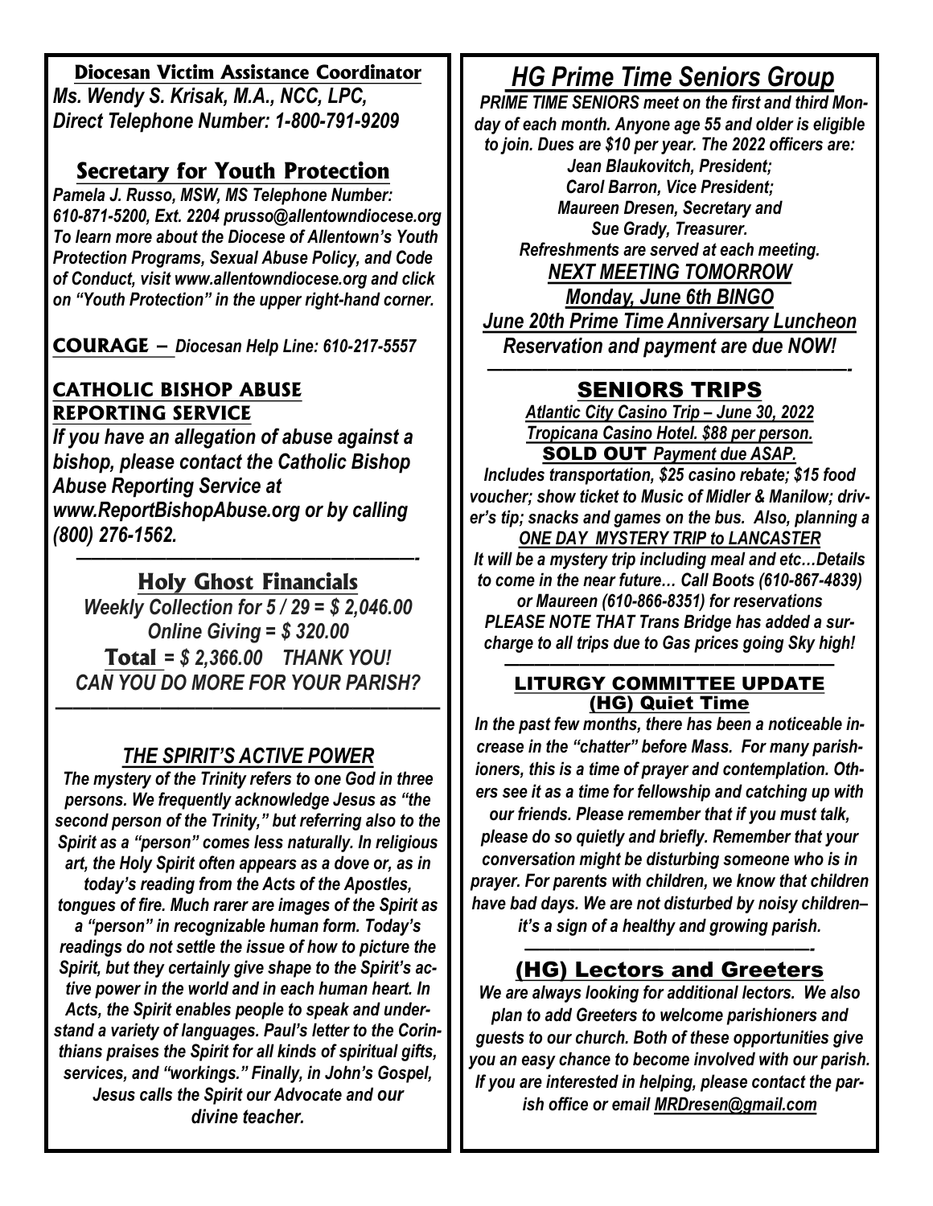**Diocesan Victim Assistance Coordinator**

*Ms. Wendy S. Krisak, M.A., NCC, LPC,*
*Direct Telephone Number: 1-800-791-9209*

## Secretary for Youth Protection

*Pamela J. Russo, MSW, MS Telephone Number: 610-871-5200, Ext. 2204 prusso@allentowndiocese.org To learn more about the Diocese of Allentown's Youth Protection Programs, Sexual Abuse Policy, and Code of Conduct, visit www.allentowndiocese.org and click on "Youth Protection" in the upper right-hand corner.*

**COURAGE –** *Diocesan Help Line: 610-217-5557*

### CATHOLIC BISHOP ABUSE REPORTING SERVICE

*If you have an allegation of abuse against a bishop, please contact the Catholic Bishop Abuse Reporting Service at www.ReportBishopAbuse.org or by calling (800) 276-1562.*

---

## Holy Ghost Financials

*Weekly Collection for 5 / 29 = $ 2,046.00*
*Online Giving = $ 320.00*
**Total** *= $ 2,366.00 THANK YOU!*
*CAN YOU DO MORE FOR YOUR PARISH?*

---

### *THE SPIRIT'S ACTIVE POWER*

*The mystery of the Trinity refers to one God in three persons. We frequently acknowledge Jesus as "the second person of the Trinity," but referring also to the Spirit as a "person" comes less naturally. In religious art, the Holy Spirit often appears as a dove or, as in today's reading from the Acts of the Apostles, tongues of fire. Much rarer are images of the Spirit as a "person" in recognizable human form. Today's readings do not settle the issue of how to picture the Spirit, but they certainly give shape to the Spirit's active power in the world and in each human heart. In Acts, the Spirit enables people to speak and understand a variety of languages. Paul's letter to the Corinthians praises the Spirit for all kinds of spiritual gifts, services, and "workings." Finally, in John's Gospel, Jesus calls the Spirit our Advocate and our divine teacher.*

# *HG Prime Time Seniors Group*

***PRIME TIME SENIORS meet on the first and third Monday of each month. Anyone age 55 and older is eligible to join. Dues are $10 per year. The 2022 officers are:***
***Jean Blaukovitch, President;***
***Carol Barron, Vice President;***
***Maureen Dresen, Secretary and***
***Sue Grady, Treasurer.***
***Refreshments are served at each meeting.***

***NEXT MEETING TOMORROW***
***Monday, June 6th BINGO***
***June 20th Prime Time Anniversary Luncheon***
***Reservation and payment are due NOW!***

---

## SENIORS TRIPS

***Atlantic City Casino Trip – June 30, 2022***
***Tropicana Casino Hotel. $88 per person.***
**SOLD OUT** ***Payment due ASAP.***

***Includes transportation, $25 casino rebate; $15 food voucher; show ticket to Music of Midler & Manilow; driver's tip; snacks and games on the bus. Also, planning a ONE DAY MYSTERY TRIP to LANCASTER***
***It will be a mystery trip including meal and etc…Details to come in the near future… Call Boots (610-867-4839) or Maureen (610-866-8351) for reservations***
***PLEASE NOTE THAT Trans Bridge has added a surcharge to all trips due to Gas prices going Sky high!***

---

### LITURGY COMMITTEE UPDATE
### (HG) Quiet Time

***In the past few months, there has been a noticeable increase in the "chatter" before Mass. For many parishioners, this is a time of prayer and contemplation. Others see it as a time for fellowship and catching up with our friends. Please remember that if you must talk, please do so quietly and briefly. Remember that your conversation might be disturbing someone who is in prayer. For parents with children, we know that children have bad days. We are not disturbed by noisy children– it's a sign of a healthy and growing parish.***

---

## (HG) Lectors and Greeters

***We are always looking for additional lectors. We also plan to add Greeters to welcome parishioners and guests to our church. Both of these opportunities give you an easy chance to become involved with our parish. If you are interested in helping, please contact the parish office or email MRDresen@gmail.com***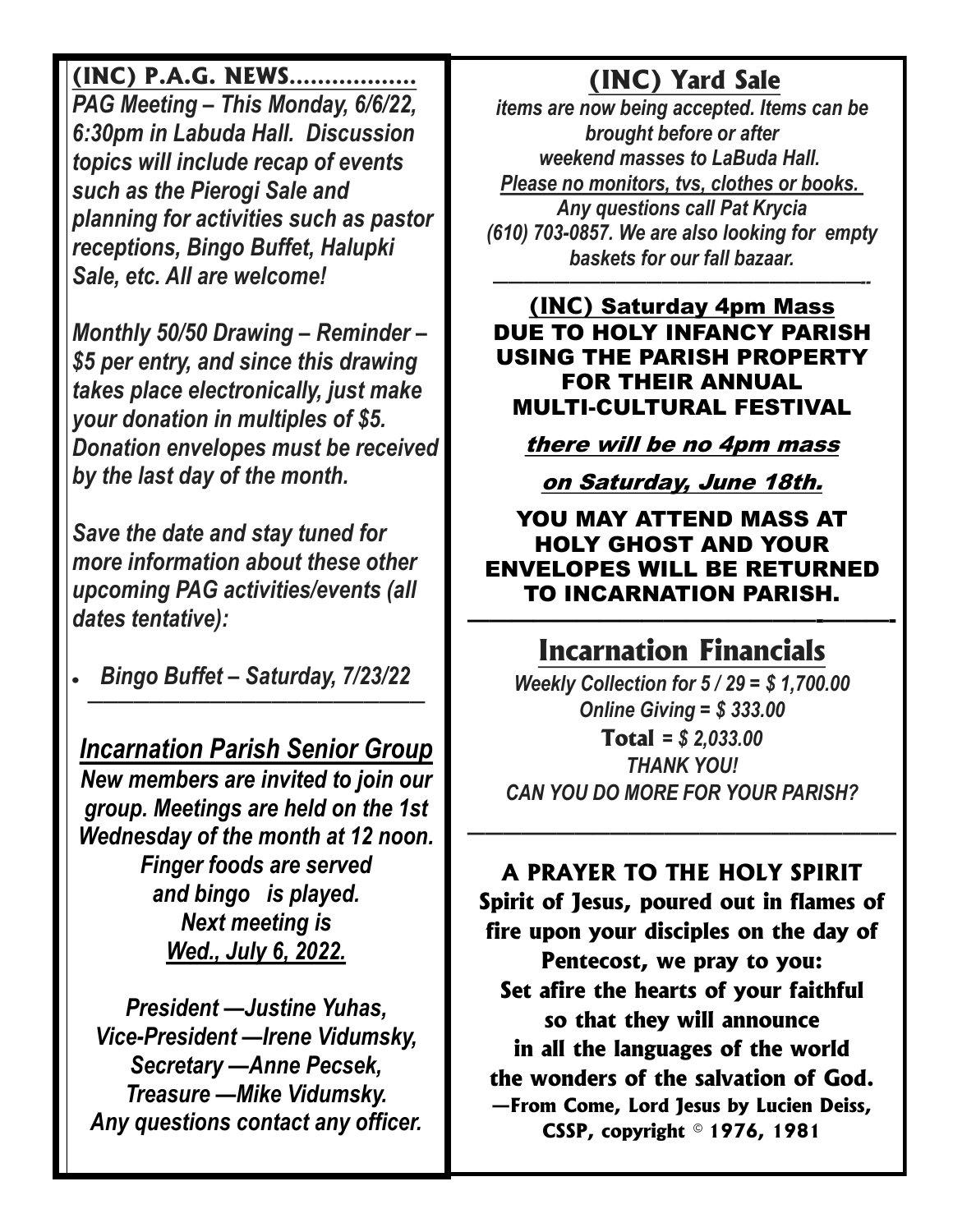## (INC) P.A.G. NEWS..................

*PAG Meeting – This Monday, 6/6/22, 6:30pm in Labuda Hall. Discussion topics will include recap of events such as the Pierogi Sale and planning for activities such as pastor receptions, Bingo Buffet, Halupki Sale, etc. All are welcome!*

*Monthly 50/50 Drawing – Reminder – $5 per entry, and since this drawing takes place electronically, just make your donation in multiples of $5. Donation envelopes must be received by the last day of the month.*

*Save the date and stay tuned for more information about these other upcoming PAG activities/events (all dates tentative):*

- *Bingo Buffet – Saturday, 7/23/22*

---

## *Incarnation Parish Senior Group*

*New members are invited to join our group. Meetings are held on the 1st Wednesday of the month at 12 noon. Finger foods are served and bingo is played. Next meeting is Wed., July 6, 2022.*

*President —Justine Yuhas,*
*Vice-President —Irene Vidumsky,*
*Secretary —Anne Pecsek,*
*Treasure —Mike Vidumsky.*
*Any questions contact any officer.*

## (INC) Yard Sale

*items are now being accepted. Items can be brought before or after weekend masses to LaBuda Hall. Please no monitors, tvs, clothes or books. Any questions call Pat Krycia (610) 703-0857. We are also looking for empty baskets for our fall bazaar.*

---

### (INC) Saturday 4pm Mass

**DUE TO HOLY INFANCY PARISH USING THE PARISH PROPERTY FOR THEIR ANNUAL MULTI-CULTURAL FESTIVAL**

**there will be no 4pm mass on Saturday, June 18th.**

**YOU MAY ATTEND MASS AT HOLY GHOST AND YOUR ENVELOPES WILL BE RETURNED TO INCARNATION PARISH.**

---

## Incarnation Financials

*Weekly Collection for 5 / 29 = $ 1,700.00*
*Online Giving = $ 333.00*
**Total** = *$ 2,033.00*
*THANK YOU!*
*CAN YOU DO MORE FOR YOUR PARISH?*

---

### A PRAYER TO THE HOLY SPIRIT

**Spirit of Jesus, poured out in flames of fire upon your disciples on the day of Pentecost, we pray to you:**
**Set afire the hearts of your faithful so that they will announce in all the languages of the world the wonders of the salvation of God.**
**—From Come, Lord Jesus by Lucien Deiss, CSSP, copyright © 1976, 1981**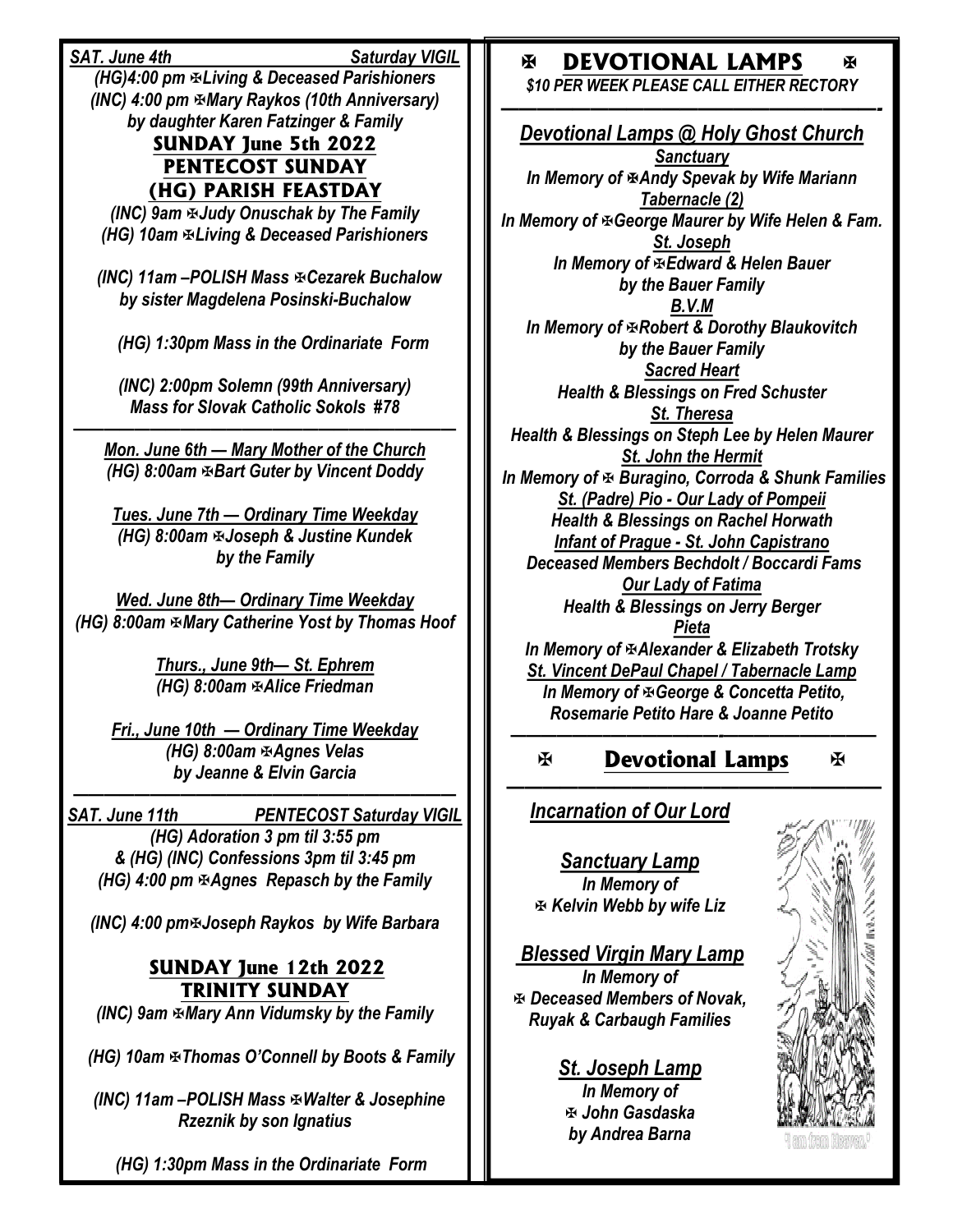*SAT. June 4th* *Saturday VIGIL*

*(HG)4:00 pm ✠Living & Deceased Parishioners*

*(INC) 4:00 pm ✠Mary Raykos (10th Anniversary) by daughter Karen Fatzinger & Family*

**SUNDAY June 5th 2022**

**PENTECOST SUNDAY**

**(HG) PARISH FEASTDAY**

*(INC) 9am ✠Judy Onuschak by The Family*

*(HG) 10am ✠Living & Deceased Parishioners*

*(INC) 11am –POLISH Mass ✠Cezarek Buchalow by sister Magdelena Posinski-Buchalow*

*(HG) 1:30pm Mass in the Ordinariate Form*

*(INC) 2:00pm Solemn (99th Anniversary) Mass for Slovak Catholic Sokols #78*

---

*Mon. June 6th — Mary Mother of the Church*

*(HG) 8:00am ✠Bart Guter by Vincent Doddy*

*Tues. June 7th — Ordinary Time Weekday*

*(HG) 8:00am ✠Joseph & Justine Kundek by the Family*

*Wed. June 8th— Ordinary Time Weekday*

*(HG) 8:00am ✠Mary Catherine Yost by Thomas Hoof*

*Thurs., June 9th— St. Ephrem*

*(HG) 8:00am ✠Alice Friedman*

*Fri., June 10th — Ordinary Time Weekday*

*(HG) 8:00am ✠Agnes Velas by Jeanne & Elvin Garcia*

---

*SAT. June 11th* *PENTECOST Saturday VIGIL*

*(HG) Adoration 3 pm til 3:55 pm*

*& (HG) (INC) Confessions 3pm til 3:45 pm*

*(HG) 4:00 pm ✠Agnes Repasch by the Family*

*(INC) 4:00 pm✠Joseph Raykos by Wife Barbara*

**SUNDAY June 12th 2022**

**TRINITY SUNDAY**

*(INC) 9am ✠Mary Ann Vidumsky by the Family*

*(HG) 10am ✠Thomas O'Connell by Boots & Family*

*(INC) 11am –POLISH Mass ✠Walter & Josephine Rzeznik by son Ignatius*

*(HG) 1:30pm Mass in the Ordinariate Form*

## ✠ DEVOTIONAL LAMPS ✠

*$10 PER WEEK PLEASE CALL EITHER RECTORY*

---

*Devotional Lamps @ Holy Ghost Church*

*Sanctuary*

*In Memory of ✠Andy Spevak by Wife Mariann*

*Tabernacle (2)*

*In Memory of ✠George Maurer by Wife Helen & Fam.*

*St. Joseph*

*In Memory of ✠Edward & Helen Bauer by the Bauer Family*

*B.V.M*

*In Memory of ✠Robert & Dorothy Blaukovitch by the Bauer Family*

*Sacred Heart*

*Health & Blessings on Fred Schuster*

*St. Theresa*

*Health & Blessings on Steph Lee by Helen Maurer*

*St. John the Hermit*

*In Memory of ✠ Buragino, Corroda & Shunk Families*

*St. (Padre) Pio - Our Lady of Pompeii*

*Health & Blessings on Rachel Horwath*

*Infant of Prague - St. John Capistrano*

*Deceased Members Bechdolt / Boccardi Fams*

*Our Lady of Fatima*

*Health & Blessings on Jerry Berger*

*Pieta*

*In Memory of ✠Alexander & Elizabeth Trotsky*

*St. Vincent DePaul Chapel / Tabernacle Lamp*

*In Memory of ✠George & Concetta Petito, Rosemarie Petito Hare & Joanne Petito*

---

## ✠ Devotional Lamps ✠

*Incarnation of Our Lord*

*Sanctuary Lamp*

*In Memory of ✠ Kelvin Webb by wife Liz*

*Blessed Virgin Mary Lamp*

*In Memory of ✠ Deceased Members of Novak, Ruyak & Carbaugh Families*

*St. Joseph Lamp*

*In Memory of ✠ John Gasdaska by Andrea Barna*

"I am from Heaven."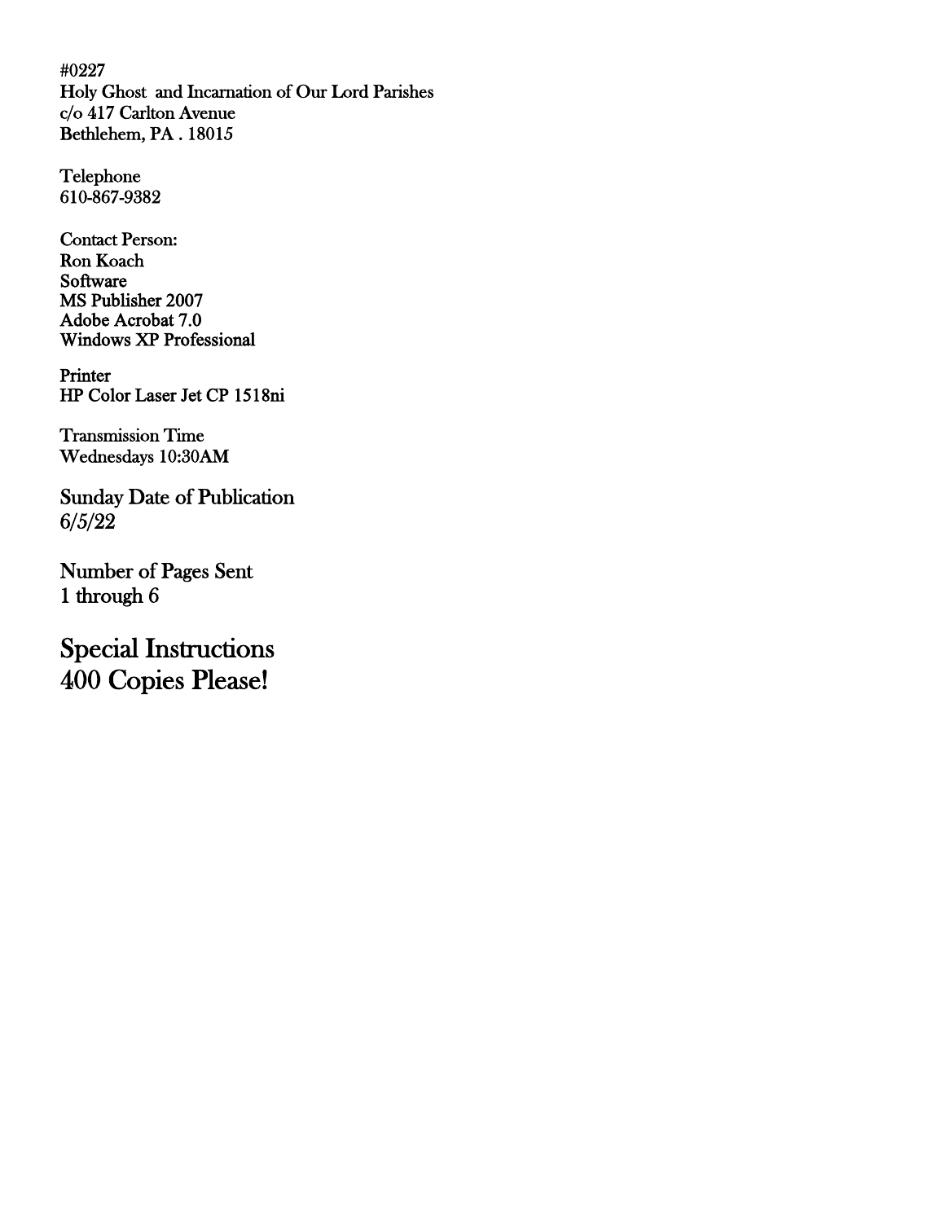#0227
Holy Ghost  and Incarnation of Our Lord Parishes
c/o 417 Carlton Avenue
Bethlehem, PA . 18015

Telephone
610-867-9382

Contact Person:
Ron Koach
Software
MS Publisher 2007
Adobe Acrobat 7.0
Windows XP Professional

Printer
HP Color Laser Jet CP 1518ni

Transmission Time
Wednesdays 10:30AM

Sunday Date of Publication
6/5/22

Number of Pages Sent
1 through 6

## Special Instructions
## 400 Copies Please!